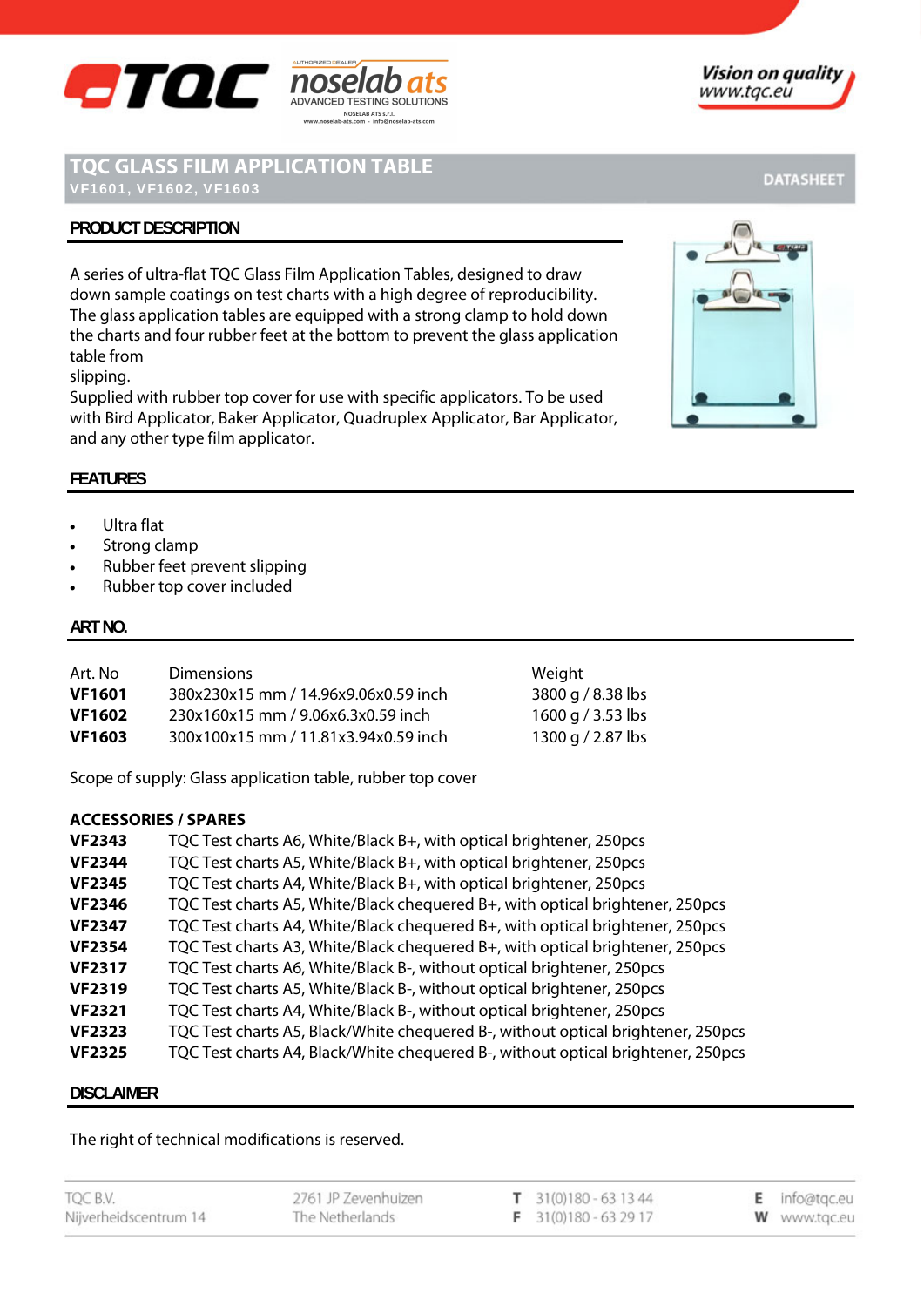# TQC GLASS FILM APPLICATION TABLE

**VF1601, VF1602, VF1603**

DATASHEET

## PRODUCT DESCRIPTION

A series of ultra-flat TQC Glass Film Application Tables, designed to draw down sample coatings on test charts with a high degree of reproducibility. The glass application tables are equipped with a strong clamp to hold down the charts and four rubber feet at the bottom to prevent the glass application table from
slipping.
Supplied with rubber top cover for use with specific applicators. To be used with Bird Applicator, Baker Applicator, Quadruplex Applicator, Bar Applicator, and any other type film applicator.

## FEATURES

- Ultra flat
- Strong clamp
- Rubber feet prevent slipping
- Rubber top cover included

## ART NO.

| Art. No | Dimensions | Weight |
|---|---|---|
| **VF1601** | 380x230x15 mm / 14.96x9.06x0.59 inch | 3800 g / 8.38 lbs |
| **VF1602** | 230x160x15 mm / 9.06x6.3x0.59 inch | 1600 g / 3.53 lbs |
| **VF1603** | 300x100x15 mm / 11.81x3.94x0.59 inch | 1300 g / 2.87 lbs |

Scope of supply: Glass application table, rubber top cover

**ACCESSORIES / SPARES**

| | |
|---|---|
| **VF2343** | TQC Test charts A6, White/Black B+, with optical brightener, 250pcs |
| **VF2344** | TQC Test charts A5, White/Black B+, with optical brightener, 250pcs |
| **VF2345** | TQC Test charts A4, White/Black B+, with optical brightener, 250pcs |
| **VF2346** | TQC Test charts A5, White/Black chequered B+, with optical brightener, 250pcs |
| **VF2347** | TQC Test charts A4, White/Black chequered B+, with optical brightener, 250pcs |
| **VF2354** | TQC Test charts A3, White/Black chequered B+, with optical brightener, 250pcs |
| **VF2317** | TQC Test charts A6, White/Black B-, without optical brightener, 250pcs |
| **VF2319** | TQC Test charts A5, White/Black B-, without optical brightener, 250pcs |
| **VF2321** | TQC Test charts A4, White/Black B-, without optical brightener, 250pcs |
| **VF2323** | TQC Test charts A5, Black/White chequered B-, without optical brightener, 250pcs |
| **VF2325** | TQC Test charts A4, Black/White chequered B-, without optical brightener, 250pcs |

## DISCLAIMER

The right of technical modifications is reserved.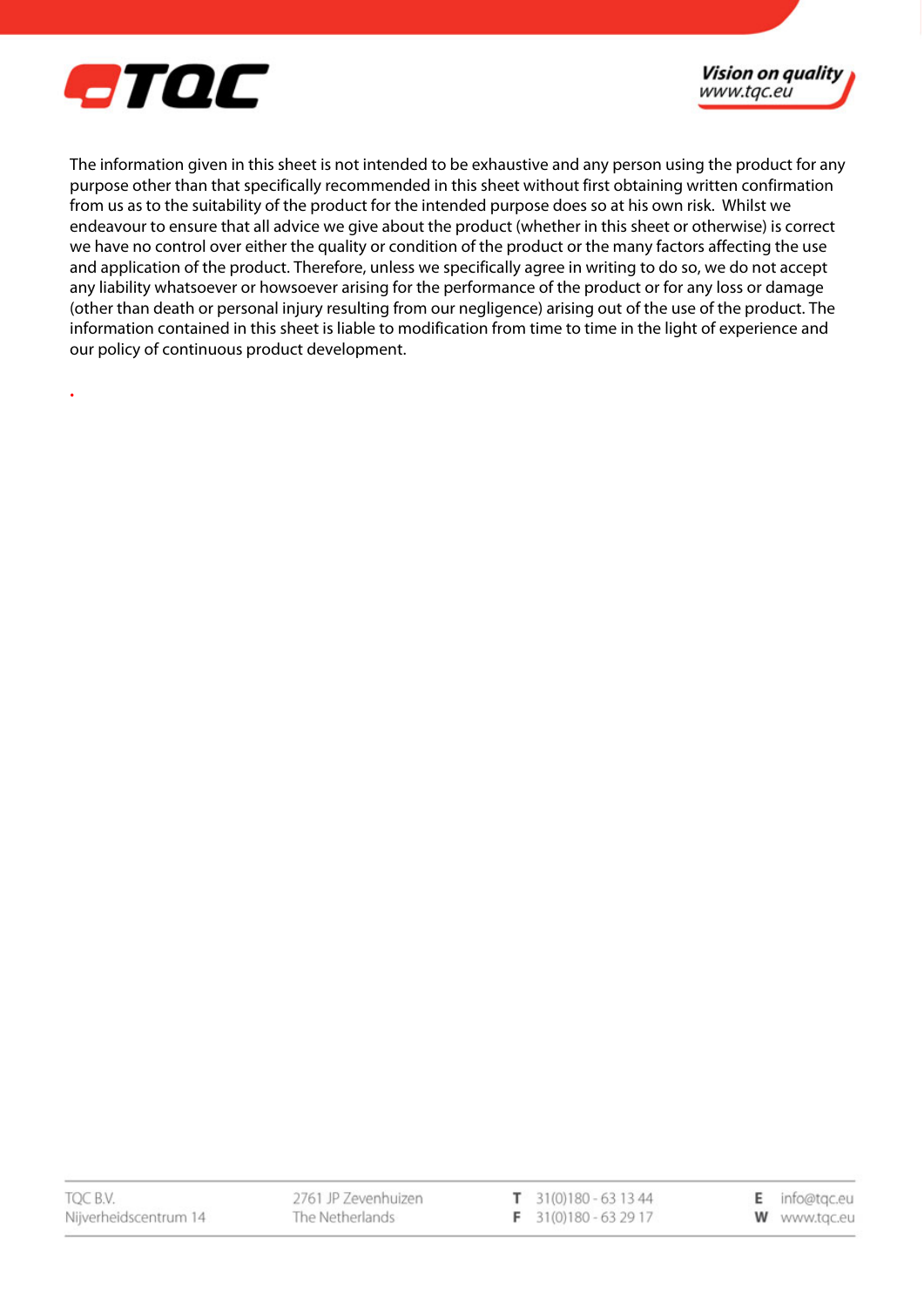The information given in this sheet is not intended to be exhaustive and any person using the product for any purpose other than that specifically recommended in this sheet without first obtaining written confirmation from us as to the suitability of the product for the intended purpose does so at his own risk. Whilst we endeavour to ensure that all advice we give about the product (whether in this sheet or otherwise) is correct we have no control over either the quality or condition of the product or the many factors affecting the use and application of the product. Therefore, unless we specifically agree in writing to do so, we do not accept any liability whatsoever or howsoever arising for the performance of the product or for any loss or damage (other than death or personal injury resulting from our negligence) arising out of the use of the product. The information contained in this sheet is liable to modification from time to time in the light of experience and our policy of continuous product development.